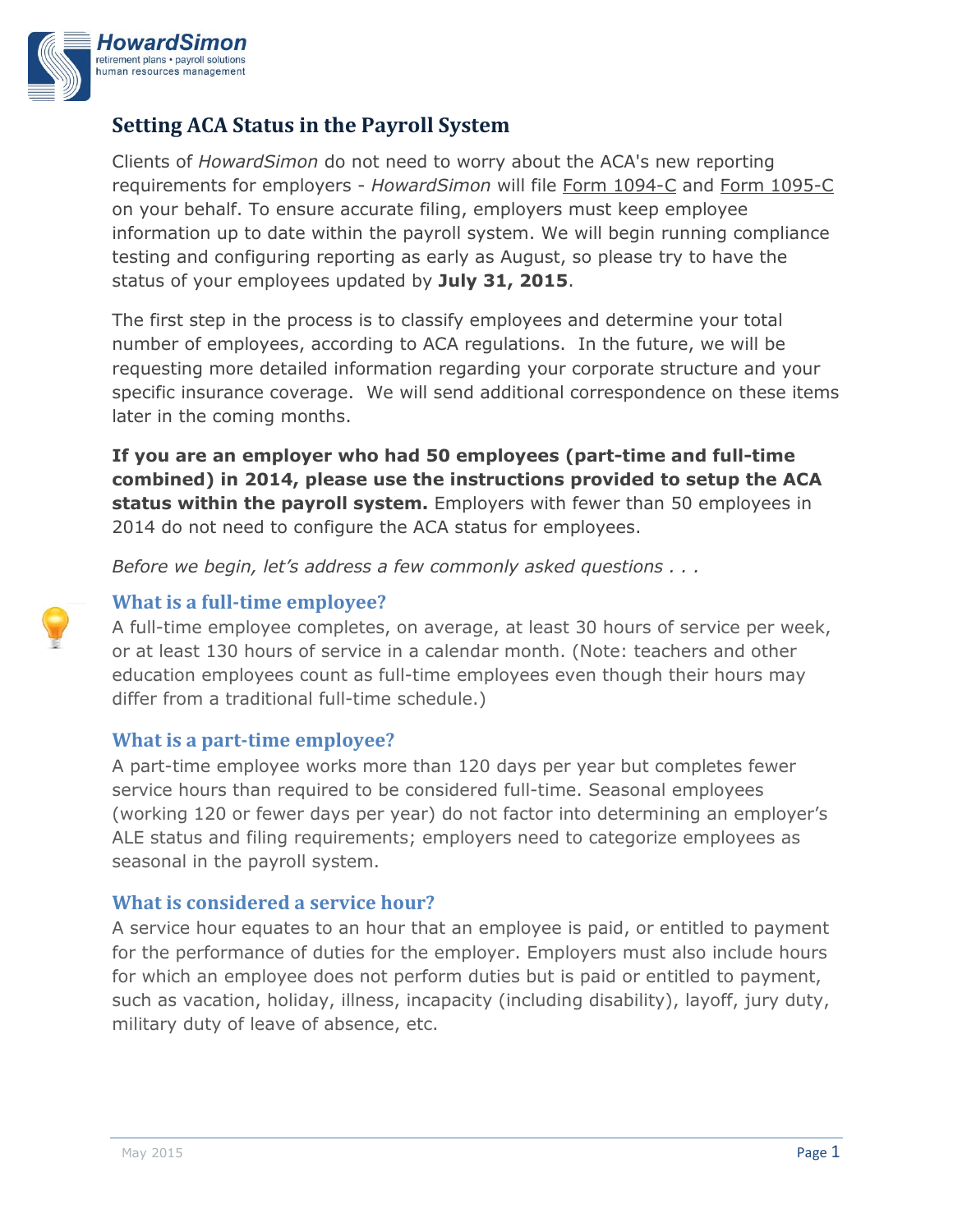# Setting ACA Status in the Payroll System

Clients of *HowardSimon* do not need to worry about the ACA's new reporting requirements for employers - *HowardSimon* will file Form 1094-C and Form 1095-C on your behalf. To ensure accurate filing, employers must keep employee information up to date within the payroll system. We will begin running compliance testing and configuring reporting as early as August, so please try to have the status of your employees updated by **July 31, 2015**.

The first step in the process is to classify employees and determine your total number of employees, according to ACA regulations. In the future, we will be requesting more detailed information regarding your corporate structure and your specific insurance coverage. We will send additional correspondence on these items later in the coming months.

**If you are an employer who had 50 employees (part-time and full-time combined) in 2014, please use the instructions provided to setup the ACA status within the payroll system.** Employers with fewer than 50 employees in 2014 do not need to configure the ACA status for employees.

*Before we begin, let's address a few commonly asked questions . . .*

### What is a full-time employee?

A full-time employee completes, on average, at least 30 hours of service per week, or at least 130 hours of service in a calendar month. (Note: teachers and other education employees count as full-time employees even though their hours may differ from a traditional full-time schedule.)

### What is a part-time employee?

A part-time employee works more than 120 days per year but completes fewer service hours than required to be considered full-time. Seasonal employees (working 120 or fewer days per year) do not factor into determining an employer's ALE status and filing requirements; employers need to categorize employees as seasonal in the payroll system.

### What is considered a service hour?

A service hour equates to an hour that an employee is paid, or entitled to payment for the performance of duties for the employer. Employers must also include hours for which an employee does not perform duties but is paid or entitled to payment, such as vacation, holiday, illness, incapacity (including disability), layoff, jury duty, military duty of leave of absence, etc.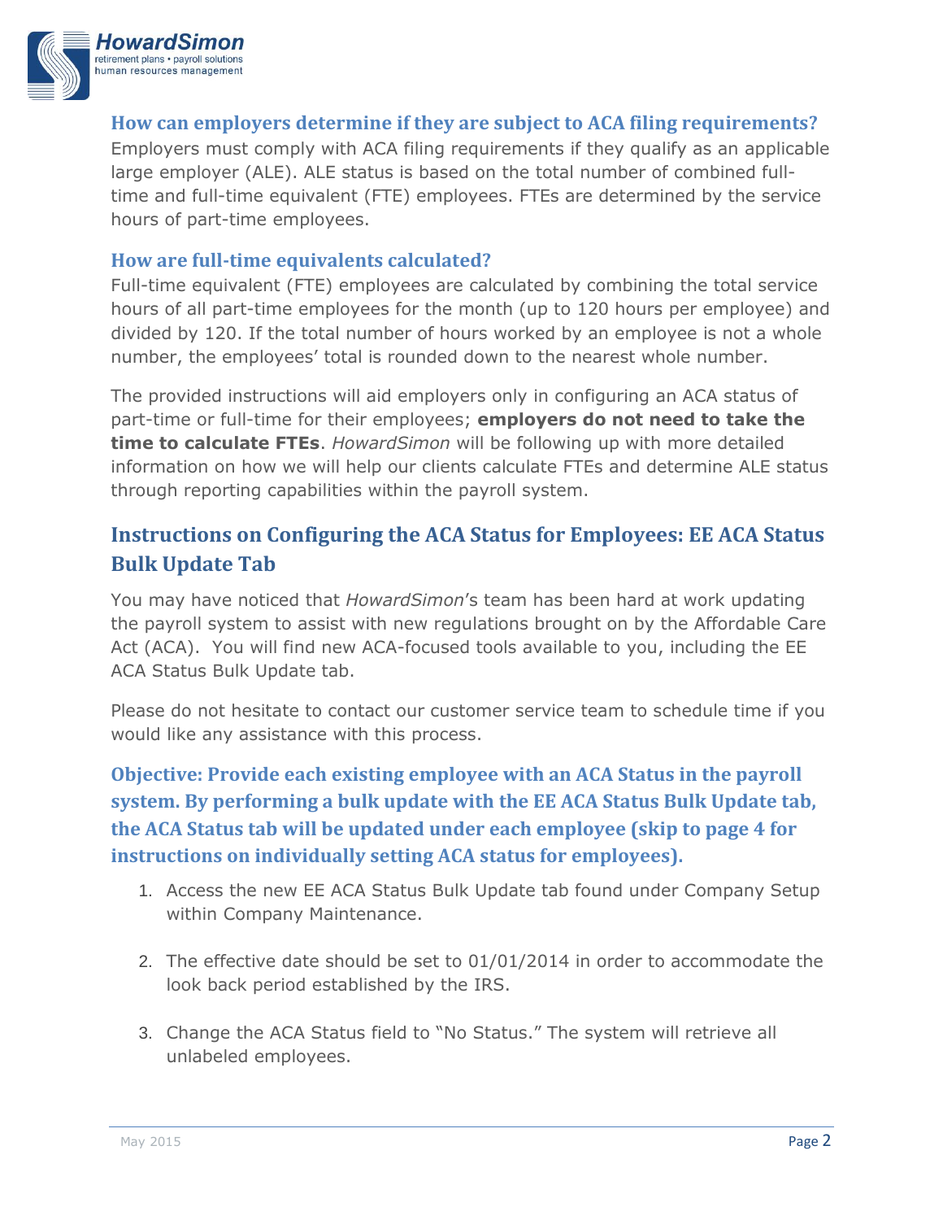### How can employers determine if they are subject to ACA filing requirements?

Employers must comply with ACA filing requirements if they qualify as an applicable large employer (ALE). ALE status is based on the total number of combined full-time and full-time equivalent (FTE) employees. FTEs are determined by the service hours of part-time employees.

### How are full-time equivalents calculated?

Full-time equivalent (FTE) employees are calculated by combining the total service hours of all part-time employees for the month (up to 120 hours per employee) and divided by 120. If the total number of hours worked by an employee is not a whole number, the employees' total is rounded down to the nearest whole number.

The provided instructions will aid employers only in configuring an ACA status of part-time or full-time for their employees; **employers do not need to take the time to calculate FTEs**. *HowardSimon* will be following up with more detailed information on how we will help our clients calculate FTEs and determine ALE status through reporting capabilities within the payroll system.

## Instructions on Configuring the ACA Status for Employees: EE ACA Status Bulk Update Tab

You may have noticed that *HowardSimon*'s team has been hard at work updating the payroll system to assist with new regulations brought on by the Affordable Care Act (ACA). You will find new ACA-focused tools available to you, including the EE ACA Status Bulk Update tab.

Please do not hesitate to contact our customer service team to schedule time if you would like any assistance with this process.

### Objective: Provide each existing employee with an ACA Status in the payroll system. By performing a bulk update with the EE ACA Status Bulk Update tab, the ACA Status tab will be updated under each employee (skip to page 4 for instructions on individually setting ACA status for employees).

1. Access the new EE ACA Status Bulk Update tab found under Company Setup within Company Maintenance.
2. The effective date should be set to 01/01/2014 in order to accommodate the look back period established by the IRS.
3. Change the ACA Status field to "No Status." The system will retrieve all unlabeled employees.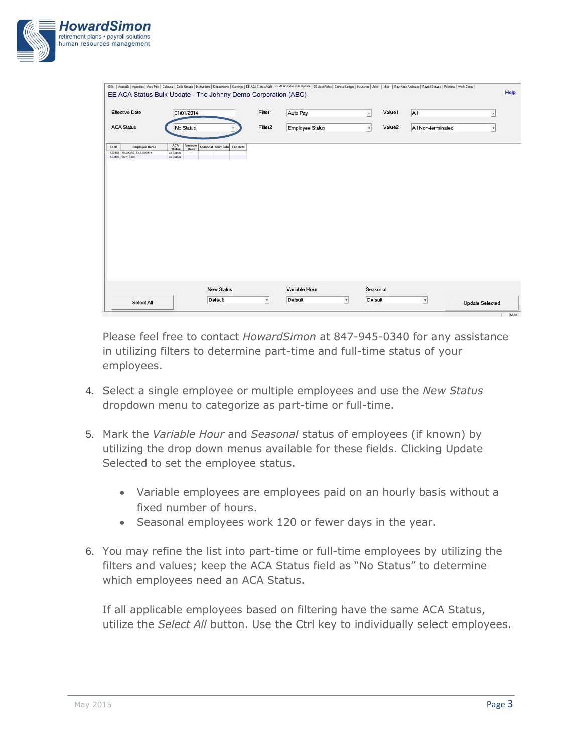Please feel free to contact *HowardSimon* at 847-945-0340 for any assistance in utilizing filters to determine part-time and full-time status of your employees.

4. Select a single employee or multiple employees and use the *New Status* dropdown menu to categorize as part-time or full-time.

5. Mark the *Variable Hour* and *Seasonal* status of employees (if known) by utilizing the drop down menus available for these fields. Clicking Update Selected to set the employee status.

   - Variable employees are employees paid on an hourly basis without a fixed number of hours.
   - Seasonal employees work 120 or fewer days in the year.

6. You may refine the list into part-time or full-time employees by utilizing the filters and values; keep the ACA Status field as "No Status" to determine which employees need an ACA Status.

   If all applicable employees based on filtering have the same ACA Status, utilize the *Select All* button. Use the Ctrl key to individually select employees.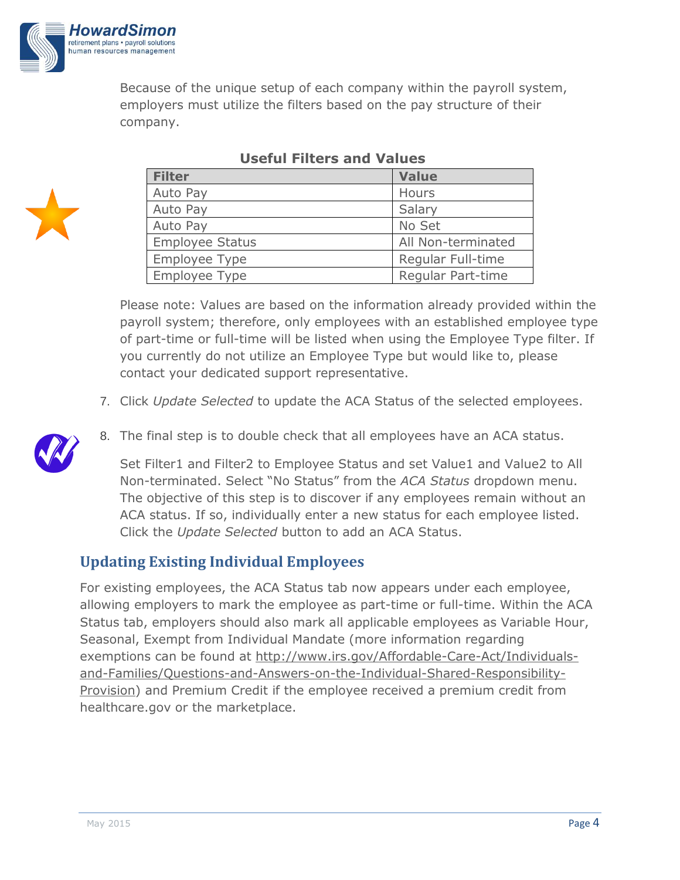Because of the unique setup of each company within the payroll system, employers must utilize the filters based on the pay structure of their company.

**Useful Filters and Values**

| Filter | Value |
|---|---|
| Auto Pay | Hours |
| Auto Pay | Salary |
| Auto Pay | No Set |
| Employee Status | All Non-terminated |
| Employee Type | Regular Full-time |
| Employee Type | Regular Part-time |

Please note: Values are based on the information already provided within the payroll system; therefore, only employees with an established employee type of part-time or full-time will be listed when using the Employee Type filter. If you currently do not utilize an Employee Type but would like to, please contact your dedicated support representative.

7. Click *Update Selected* to update the ACA Status of the selected employees.

8. The final step is to double check that all employees have an ACA status.

   Set Filter1 and Filter2 to Employee Status and set Value1 and Value2 to All Non-terminated. Select "No Status" from the *ACA Status* dropdown menu. The objective of this step is to discover if any employees remain without an ACA status. If so, individually enter a new status for each employee listed. Click the *Update Selected* button to add an ACA Status.

## Updating Existing Individual Employees

For existing employees, the ACA Status tab now appears under each employee, allowing employers to mark the employee as part-time or full-time. Within the ACA Status tab, employers should also mark all applicable employees as Variable Hour, Seasonal, Exempt from Individual Mandate (more information regarding exemptions can be found at http://www.irs.gov/Affordable-Care-Act/Individuals-and-Families/Questions-and-Answers-on-the-Individual-Shared-Responsibility-Provision) and Premium Credit if the employee received a premium credit from healthcare.gov or the marketplace.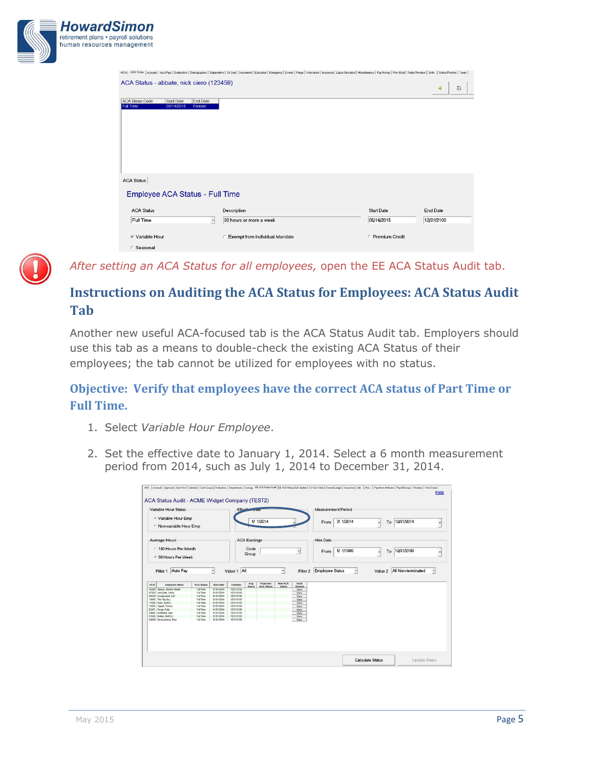*After setting an ACA Status for all employees,* open the EE ACA Status Audit tab.

## Instructions on Auditing the ACA Status for Employees: ACA Status Audit Tab

Another new useful ACA-focused tab is the ACA Status Audit tab. Employers should use this tab as a means to double-check the existing ACA Status of their employees; the tab cannot be utilized for employees with no status.

### Objective: Verify that employees have the correct ACA status of Part Time or Full Time.

1. Select *Variable Hour Employee*.
2. Set the effective date to January 1, 2014. Select a 6 month measurement period from 2014, such as July 1, 2014 to December 31, 2014.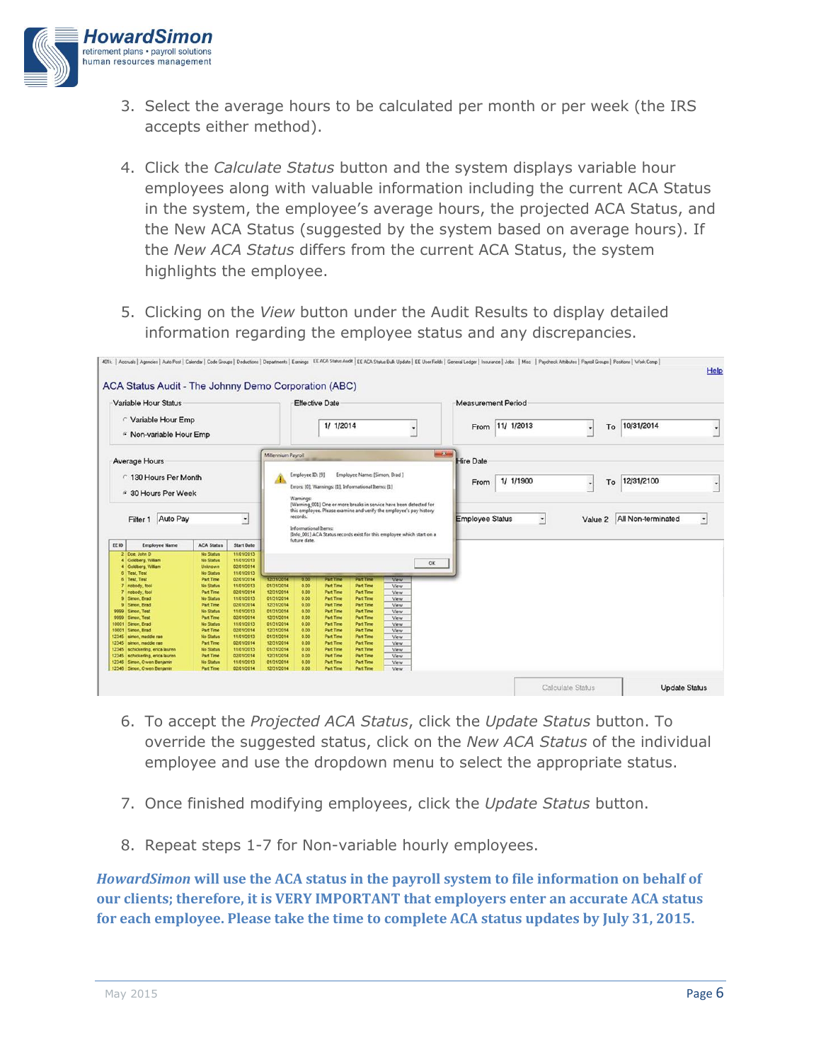3. Select the average hours to be calculated per month or per week (the IRS accepts either method).

4. Click the *Calculate Status* button and the system displays variable hour employees along with valuable information including the current ACA Status in the system, the employee's average hours, the projected ACA Status, and the New ACA Status (suggested by the system based on average hours). If the *New ACA Status* differs from the current ACA Status, the system highlights the employee.

5. Clicking on the *View* button under the Audit Results to display detailed information regarding the employee status and any discrepancies.

6. To accept the *Projected ACA Status*, click the *Update Status* button. To override the suggested status, click on the *New ACA Status* of the individual employee and use the dropdown menu to select the appropriate status.

7. Once finished modifying employees, click the *Update Status* button.

8. Repeat steps 1-7 for Non-variable hourly employees.

***HowardSimon* will use the ACA status in the payroll system to file information on behalf of our clients; therefore, it is VERY IMPORTANT that employers enter an accurate ACA status for each employee. Please take the time to complete ACA status updates by July 31, 2015.**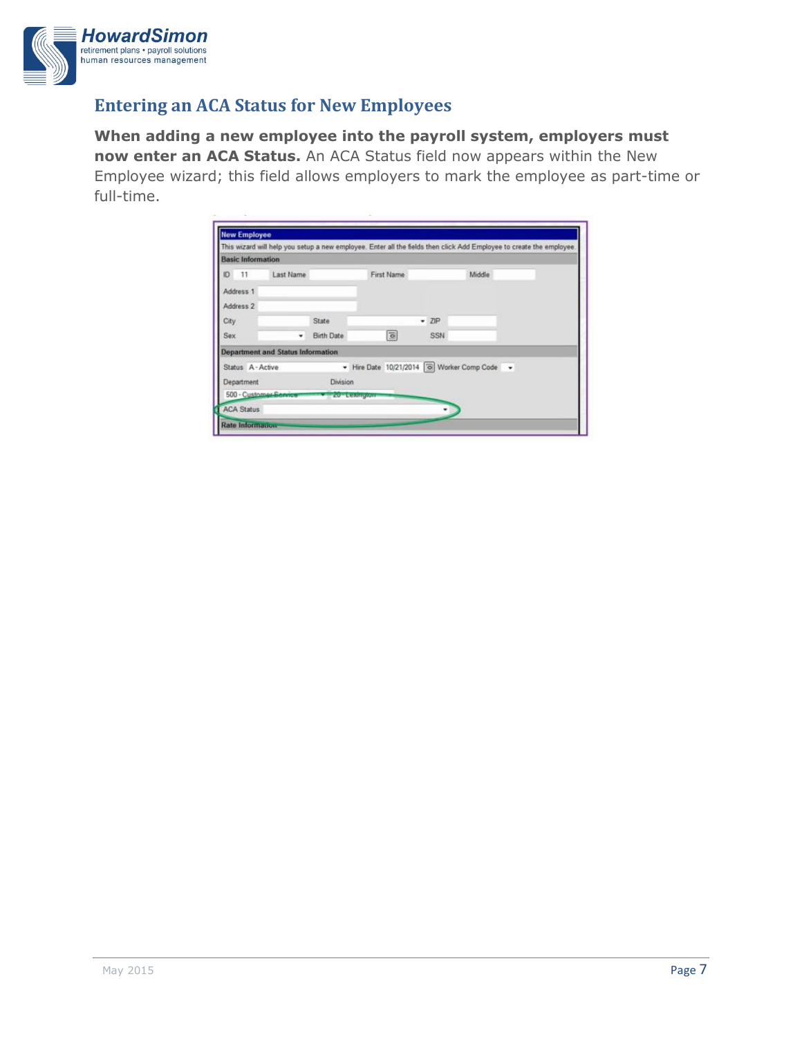## Entering an ACA Status for New Employees

**When adding a new employee into the payroll system, employers must now enter an ACA Status.** An ACA Status field now appears within the New Employee wizard; this field allows employers to mark the employee as part-time or full-time.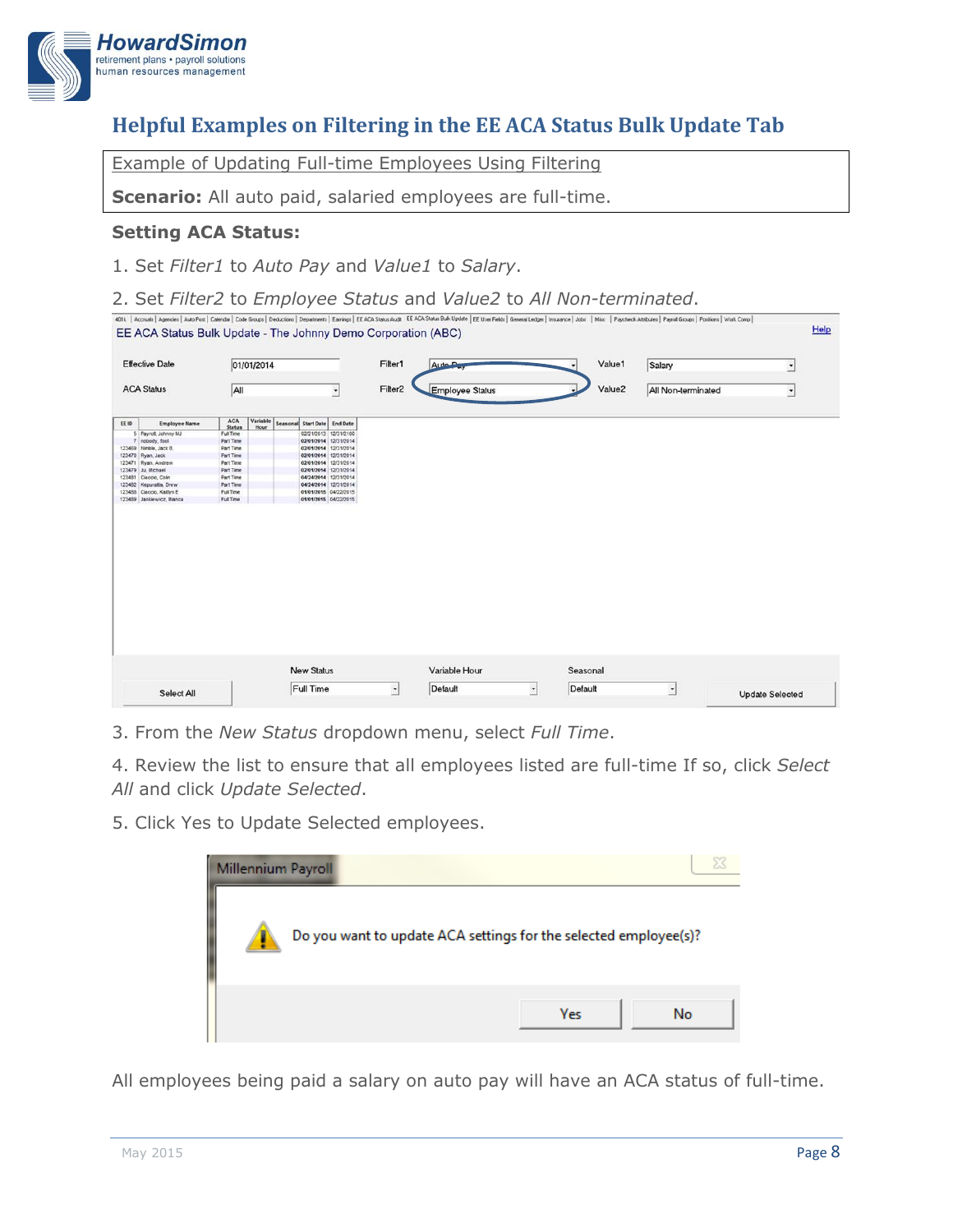## Helpful Examples on Filtering in the EE ACA Status Bulk Update Tab

Example of Updating Full-time Employees Using Filtering

**Scenario:** All auto paid, salaried employees are full-time.

**Setting ACA Status:**

1. Set *Filter1* to *Auto Pay* and *Value1* to *Salary*.
2. Set *Filter2* to *Employee Status* and *Value2* to *All Non-terminated*.

3. From the *New Status* dropdown menu, select *Full Time*.
4. Review the list to ensure that all employees listed are full-time If so, click *Select All* and click *Update Selected*.
5. Click Yes to Update Selected employees.

All employees being paid a salary on auto pay will have an ACA status of full-time.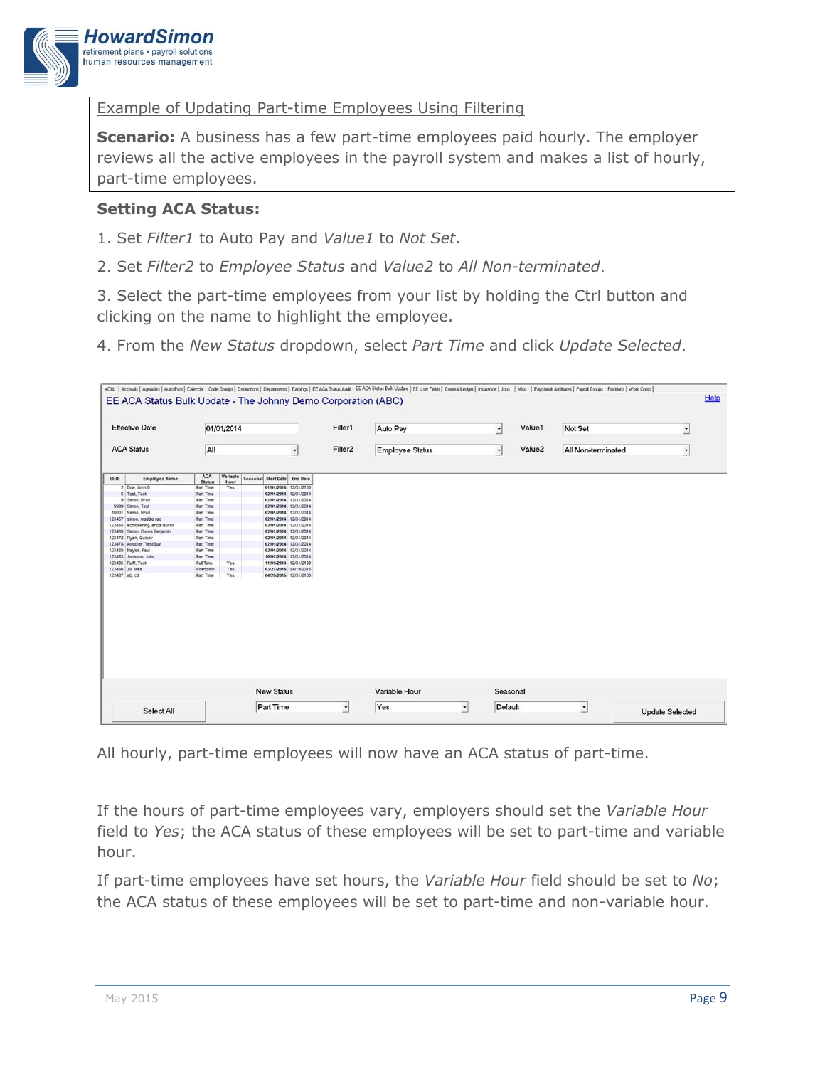Example of Updating Part-time Employees Using Filtering

**Scenario:** A business has a few part-time employees paid hourly. The employer reviews all the active employees in the payroll system and makes a list of hourly, part-time employees.

**Setting ACA Status:**

1. Set *Filter1* to Auto Pay and *Value1* to *Not Set*.
2. Set *Filter2* to *Employee Status* and *Value2* to *All Non-terminated*.
3. Select the part-time employees from your list by holding the Ctrl button and clicking on the name to highlight the employee.
4. From the *New Status* dropdown, select *Part Time* and click *Update Selected*.

All hourly, part-time employees will now have an ACA status of part-time.

If the hours of part-time employees vary, employers should set the *Variable Hour* field to *Yes*; the ACA status of these employees will be set to part-time and variable hour.

If part-time employees have set hours, the *Variable Hour* field should be set to *No*; the ACA status of these employees will be set to part-time and non-variable hour.